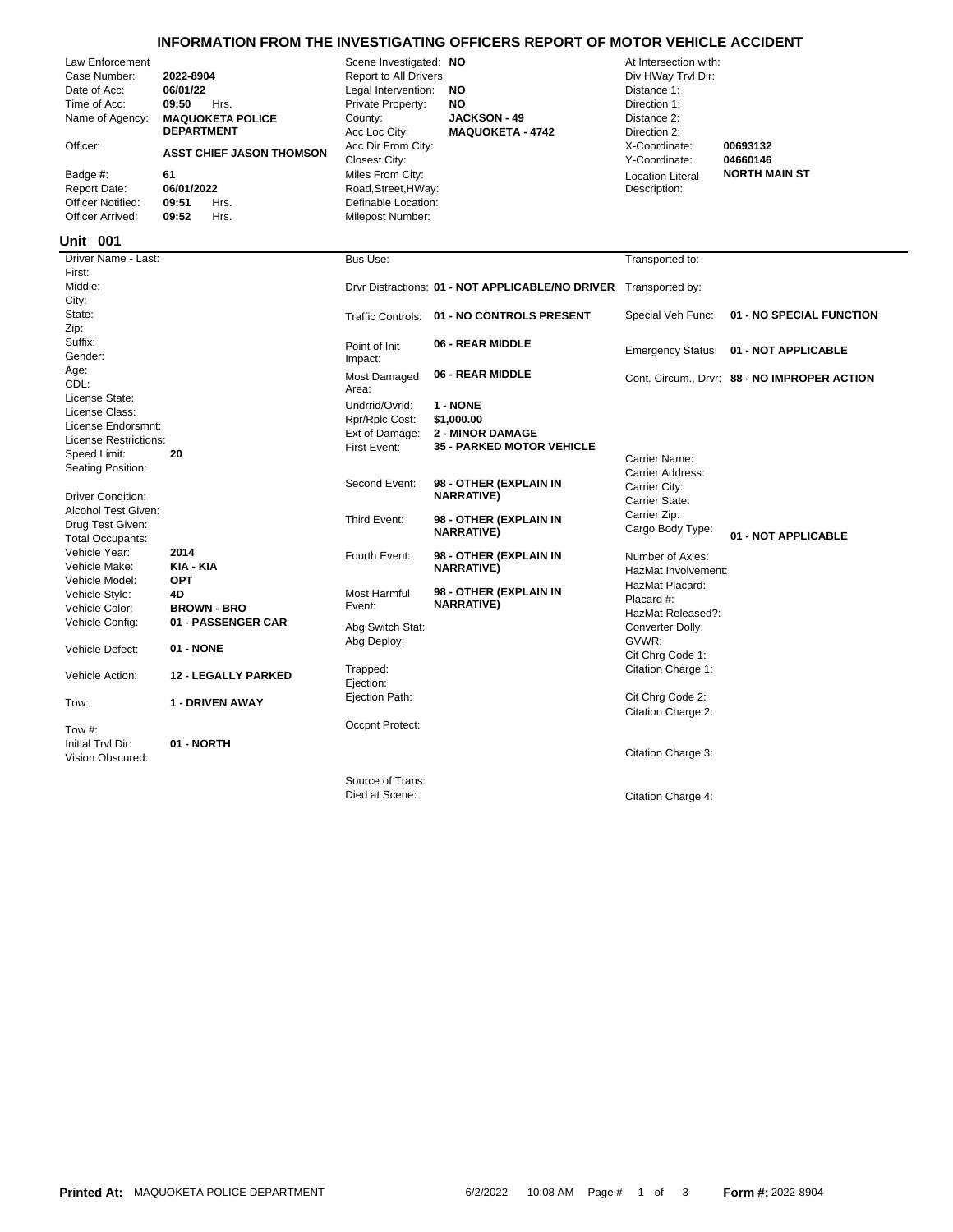# INFORMATION FROM THE INVESTIGATING OFFICERS REPORT OF MOTOR VEHICLE ACCIDENT

| Field | Value | Field | Value | Field | Value |
|---|---|---|---|---|---|
| Law Enforcement | | Scene Investigated: | **NO** | At Intersection with: | |
| Case Number: | **2022-8904** | Report to All Drivers: | | Div HWay Trvl Dir: | |
| Date of Acc: | **06/01/22** | Legal Intervention: | **NO** | Distance 1: | |
| Time of Acc: | **09:50** Hrs. | Private Property: | **NO** | Direction 1: | |
| Name of Agency: | **MAQUOKETA POLICE DEPARTMENT** | County: | **JACKSON - 49** | Distance 2: | |
| | | Acc Loc City: | **MAQUOKETA - 4742** | Direction 2: | |
| Officer: | **ASST CHIEF JASON THOMSON** | Acc Dir From City: | | X-Coordinate: | **00693132** |
| | | Closest City: | | Y-Coordinate: | **04660146** |
| Badge #: | **61** | Miles From City: | | Location Literal Description: | **NORTH MAIN ST** |
| Report Date: | **06/01/2022** | Road,Street,HWay: | | | |
| Officer Notified: | **09:51** Hrs. | Definable Location: | | | |
| Officer Arrived: | **09:52** Hrs. | Milepost Number: | | | |

## Unit 001

| Field | Value | Field | Value | Field | Value |
|---|---|---|---|---|---|
| Driver Name - Last: | | Bus Use: | | Transported to: | |
| First: | | | | | |
| Middle: | | Drvr Distractions: | **01 - NOT APPLICABLE/NO DRIVER** | Transported by: | |
| City: | | | | | |
| State: | | Traffic Controls: | **01 - NO CONTROLS PRESENT** | Special Veh Func: | **01 - NO SPECIAL FUNCTION** |
| Zip: | | | | | |
| Suffix: | | Point of Init Impact: | **06 - REAR MIDDLE** | Emergency Status: | **01 - NOT APPLICABLE** |
| Gender: | | | | | |
| Age: | | Most Damaged Area: | **06 - REAR MIDDLE** | Cont. Circum., Drvr: | **88 - NO IMPROPER ACTION** |
| CDL: | | | | | |
| License State: | | Undrrid/Ovrid: | **1 - NONE** | | |
| License Class: | | Rpr/Rplc Cost: | **$1,000.00** | | |
| License Endorsmnt: | | Ext of Damage: | **2 - MINOR DAMAGE** | | |
| License Restrictions: | | First Event: | **35 - PARKED MOTOR VEHICLE** | | |
| Speed Limit: | **20** | | | Carrier Name: | |
| Seating Position: | | | | Carrier Address: | |
| | | Second Event: | **98 - OTHER (EXPLAIN IN NARRATIVE)** | Carrier City: | |
| Driver Condition: | | | | Carrier State: | |
| Alcohol Test Given: | | Third Event: | **98 - OTHER (EXPLAIN IN NARRATIVE)** | Carrier Zip: | |
| Drug Test Given: | | | | Cargo Body Type: | **01 - NOT APPLICABLE** |
| Total Occupants: | | | | | |
| Vehicle Year: | **2014** | Fourth Event: | **98 - OTHER (EXPLAIN IN NARRATIVE)** | Number of Axles: | |
| Vehicle Make: | **KIA - KIA** | | | HazMat Involvement: | |
| Vehicle Model: | **OPT** | | | HazMat Placard: | |
| Vehicle Style: | **4D** | Most Harmful Event: | **98 - OTHER (EXPLAIN IN NARRATIVE)** | Placard #: | |
| Vehicle Color: | **BROWN - BRO** | | | HazMat Released?: | |
| Vehicle Config: | **01 - PASSENGER CAR** | Abg Switch Stat: | | Converter Dolly: | |
| Vehicle Defect: | **01 - NONE** | Abg Deploy: | | GVWR: | |
| | | | | Cit Chrg Code 1: | |
| Vehicle Action: | **12 - LEGALLY PARKED** | Trapped: | | Citation Charge 1: | |
| | | Ejection: | | | |
| Tow: | **1 - DRIVEN AWAY** | Ejection Path: | | Cit Chrg Code 2: | |
| | | | | Citation Charge 2: | |
| Tow #: | | Occpnt Protect: | | | |
| Initial Trvl Dir: | **01 - NORTH** | | | | |
| Vision Obscured: | | | | Citation Charge 3: | |
| | | Source of Trans: | | | |
| | | Died at Scene: | | Citation Charge 4: | |

**Printed At:** MAQUOKETA POLICE DEPARTMENT 6/2/2022 10:08 AM **Form #:** 2022-8904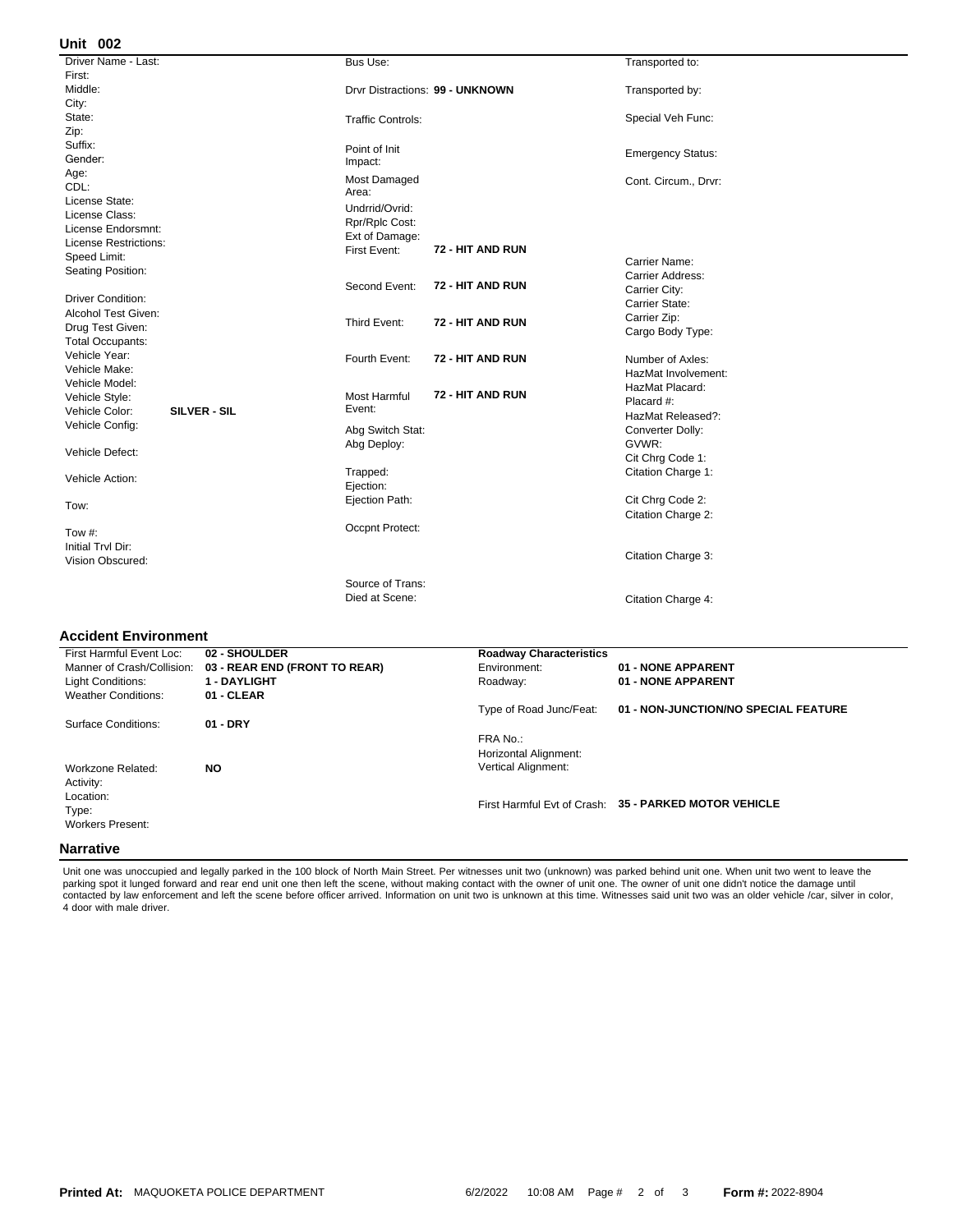## Unit 002

| Field | Value |
|---|---|
| Driver Name - Last: | |
| First: | |
| Middle: | |
| City: | |
| State: | |
| Zip: | |
| Suffix: | |
| Gender: | |
| Age: | |
| CDL: | |
| License State: | |
| License Class: | |
| License Endorsmnt: | |
| License Restrictions: | |
| Speed Limit: | |
| Seating Position: | |
| Driver Condition: | |
| Alcohol Test Given: | |
| Drug Test Given: | |
| Total Occupants: | |
| Vehicle Year: | |
| Vehicle Make: | |
| Vehicle Model: | |
| Vehicle Style: | |
| Vehicle Color: | **SILVER - SIL** |
| Vehicle Config: | |
| Vehicle Defect: | |
| Vehicle Action: | |
| Tow: | |
| Tow #: | |
| Initial Trvl Dir: | |
| Vision Obscured: | |

| Field | Value |
|---|---|
| Bus Use: | |
| Drvr Distractions: | **99 - UNKNOWN** |
| Traffic Controls: | |
| Point of Init Impact: | |
| Most Damaged Area: | |
| Undrrid/Ovrid: | |
| Rpr/Rplc Cost: | |
| Ext of Damage: | |
| First Event: | **72 - HIT AND RUN** |
| Second Event: | **72 - HIT AND RUN** |
| Third Event: | **72 - HIT AND RUN** |
| Fourth Event: | **72 - HIT AND RUN** |
| Most Harmful Event: | **72 - HIT AND RUN** |
| Abg Switch Stat: | |
| Abg Deploy: | |
| Trapped: | |
| Ejection: | |
| Ejection Path: | |
| Occpnt Protect: | |
| Source of Trans: | |
| Died at Scene: | |

| Field | Value |
|---|---|
| Transported to: | |
| Transported by: | |
| Special Veh Func: | |
| Emergency Status: | |
| Cont. Circum., Drvr: | |
| Carrier Name: | |
| Carrier Address: | |
| Carrier City: | |
| Carrier State: | |
| Carrier Zip: | |
| Cargo Body Type: | |
| Number of Axles: | |
| HazMat Involvement: | |
| HazMat Placard: | |
| Placard #: | |
| HazMat Released?: | |
| Converter Dolly: | |
| GVWR: | |
| Cit Chrg Code 1: | |
| Citation Charge 1: | |
| Cit Chrg Code 2: | |
| Citation Charge 2: | |
| Citation Charge 3: | |
| Citation Charge 4: | |

## Accident Environment

| Field | Value |
|---|---|
| First Harmful Event Loc: | **02 - SHOULDER** |
| Manner of Crash/Collision: | **03 - REAR END (FRONT TO REAR)** |
| Light Conditions: | **1 - DAYLIGHT** |
| Weather Conditions: | **01 - CLEAR** |
| Surface Conditions: | **01 - DRY** |
| Workzone Related: | **NO** |
| Activity: | |
| Location: | |
| Type: | |
| Workers Present: | |

| **Roadway Characteristics** | |
|---|---|
| Environment: | **01 - NONE APPARENT** |
| Roadway: | **01 - NONE APPARENT** |
| Type of Road Junc/Feat: | **01 - NON-JUNCTION/NO SPECIAL FEATURE** |
| FRA No.: | |
| Horizontal Alignment: | |
| Vertical Alignment: | |
| First Harmful Evt of Crash: | **35 - PARKED MOTOR VEHICLE** |

## Narrative

Unit one was unoccupied and legally parked in the 100 block of North Main Street. Per witnesses unit two (unknown) was parked behind unit one. When unit two went to leave the parking spot it lunged forward and rear end unit one then left the scene, without making contact with the owner of unit one. The owner of unit one didn't notice the damage until contacted by law enforcement and left the scene before officer arrived. Information on unit two is unknown at this time. Witnesses said unit two was an older vehicle /car, silver in color, 4 door with male driver.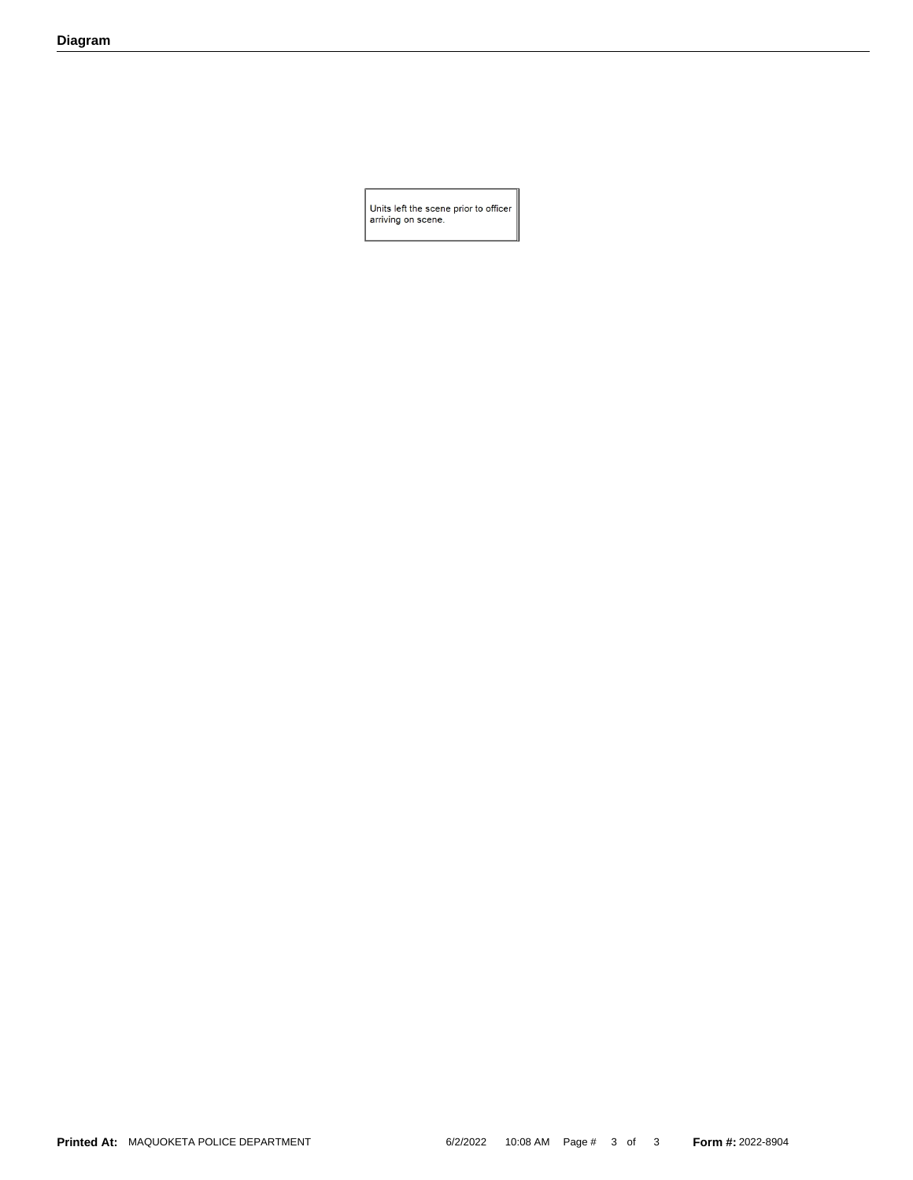## Diagram

Units left the scene prior to officer arriving on scene.